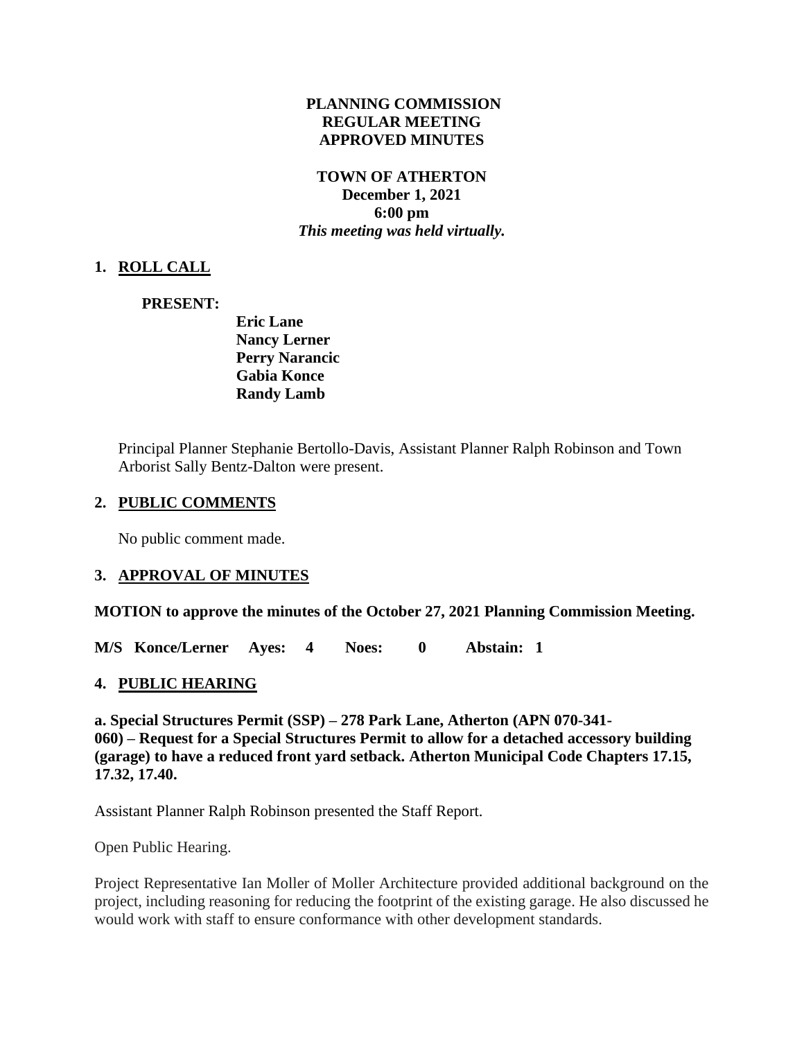**PLANNING COMMISSION**
**REGULAR MEETING**
**APPROVED MINUTES**

**TOWN OF ATHERTON**
**December 1, 2021**
**6:00 pm**
***This meeting was held virtually.***

## 1. ROLL CALL

**PRESENT:**

**Eric Lane**
**Nancy Lerner**
**Perry Narancic**
**Gabia Konce**
**Randy Lamb**

Principal Planner Stephanie Bertollo-Davis, Assistant Planner Ralph Robinson and Town Arborist Sally Bentz-Dalton were present.

## 2. PUBLIC COMMENTS

No public comment made.

## 3. APPROVAL OF MINUTES

**MOTION to approve the minutes of the October 27, 2021 Planning Commission Meeting.**

**M/S Konce/Lerner Ayes: 4 Noes: 0 Abstain: 1**

## 4. PUBLIC HEARING

**a. Special Structures Permit (SSP) – 278 Park Lane, Atherton (APN 070-341-060) – Request for a Special Structures Permit to allow for a detached accessory building (garage) to have a reduced front yard setback. Atherton Municipal Code Chapters 17.15, 17.32, 17.40.**

Assistant Planner Ralph Robinson presented the Staff Report.

Open Public Hearing.

Project Representative Ian Moller of Moller Architecture provided additional background on the project, including reasoning for reducing the footprint of the existing garage. He also discussed he would work with staff to ensure conformance with other development standards.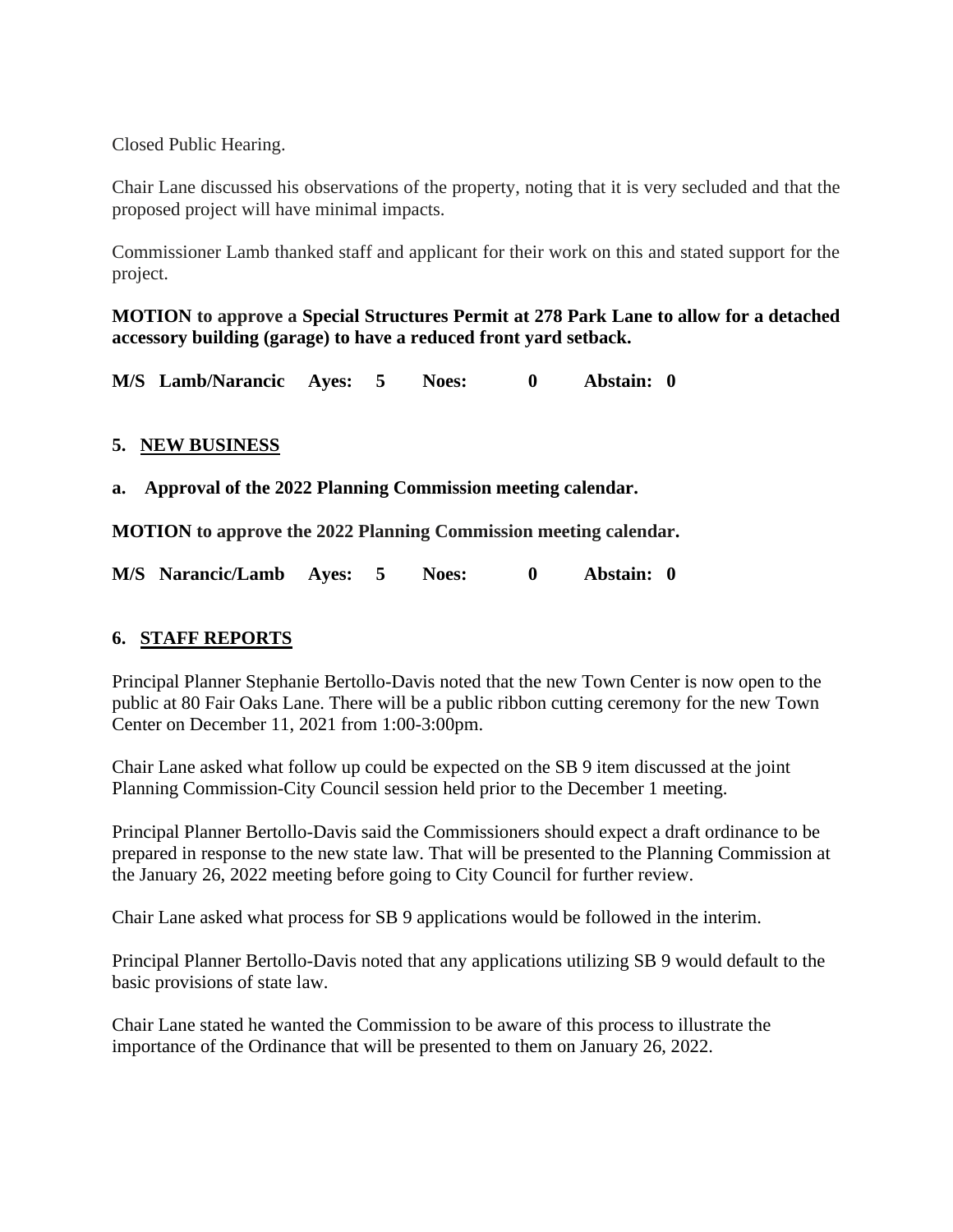Closed Public Hearing.

Chair Lane discussed his observations of the property, noting that it is very secluded and that the proposed project will have minimal impacts.

Commissioner Lamb thanked staff and applicant for their work on this and stated support for the project.

**MOTION to approve a Special Structures Permit at 278 Park Lane to allow for a detached accessory building (garage) to have a reduced front yard setback.**

**M/S Lamb/Narancic Ayes: 5 Noes: 0 Abstain: 0**

## 5. NEW BUSINESS

**a. Approval of the 2022 Planning Commission meeting calendar.**

**MOTION to approve the 2022 Planning Commission meeting calendar.**

**M/S Narancic/Lamb Ayes: 5 Noes: 0 Abstain: 0**

## 6. STAFF REPORTS

Principal Planner Stephanie Bertollo-Davis noted that the new Town Center is now open to the public at 80 Fair Oaks Lane. There will be a public ribbon cutting ceremony for the new Town Center on December 11, 2021 from 1:00-3:00pm.

Chair Lane asked what follow up could be expected on the SB 9 item discussed at the joint Planning Commission-City Council session held prior to the December 1 meeting.

Principal Planner Bertollo-Davis said the Commissioners should expect a draft ordinance to be prepared in response to the new state law. That will be presented to the Planning Commission at the January 26, 2022 meeting before going to City Council for further review.

Chair Lane asked what process for SB 9 applications would be followed in the interim.

Principal Planner Bertollo-Davis noted that any applications utilizing SB 9 would default to the basic provisions of state law.

Chair Lane stated he wanted the Commission to be aware of this process to illustrate the importance of the Ordinance that will be presented to them on January 26, 2022.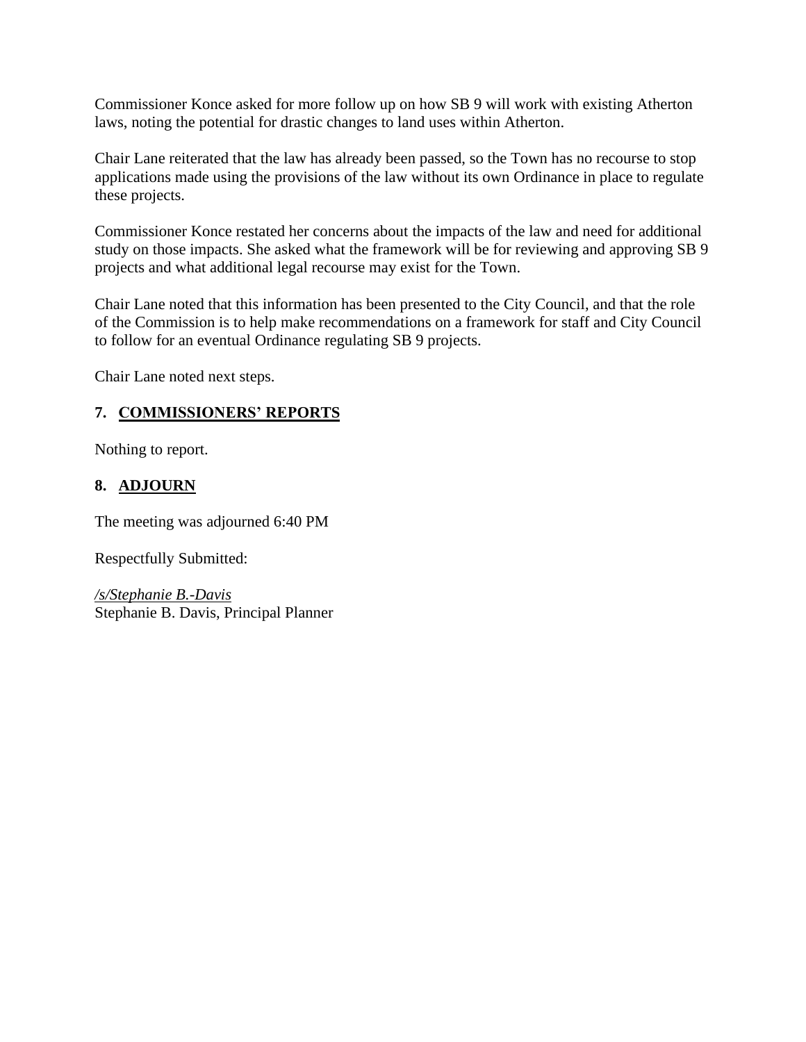Commissioner Konce asked for more follow up on how SB 9 will work with existing Atherton laws, noting the potential for drastic changes to land uses within Atherton.

Chair Lane reiterated that the law has already been passed, so the Town has no recourse to stop applications made using the provisions of the law without its own Ordinance in place to regulate these projects.

Commissioner Konce restated her concerns about the impacts of the law and need for additional study on those impacts. She asked what the framework will be for reviewing and approving SB 9 projects and what additional legal recourse may exist for the Town.

Chair Lane noted that this information has been presented to the City Council, and that the role of the Commission is to help make recommendations on a framework for staff and City Council to follow for an eventual Ordinance regulating SB 9 projects.

Chair Lane noted next steps.

## 7. COMMISSIONERS' REPORTS

Nothing to report.

## 8. ADJOURN

The meeting was adjourned 6:40 PM

Respectfully Submitted:

*/s/Stephanie B.-Davis*
Stephanie B. Davis, Principal Planner